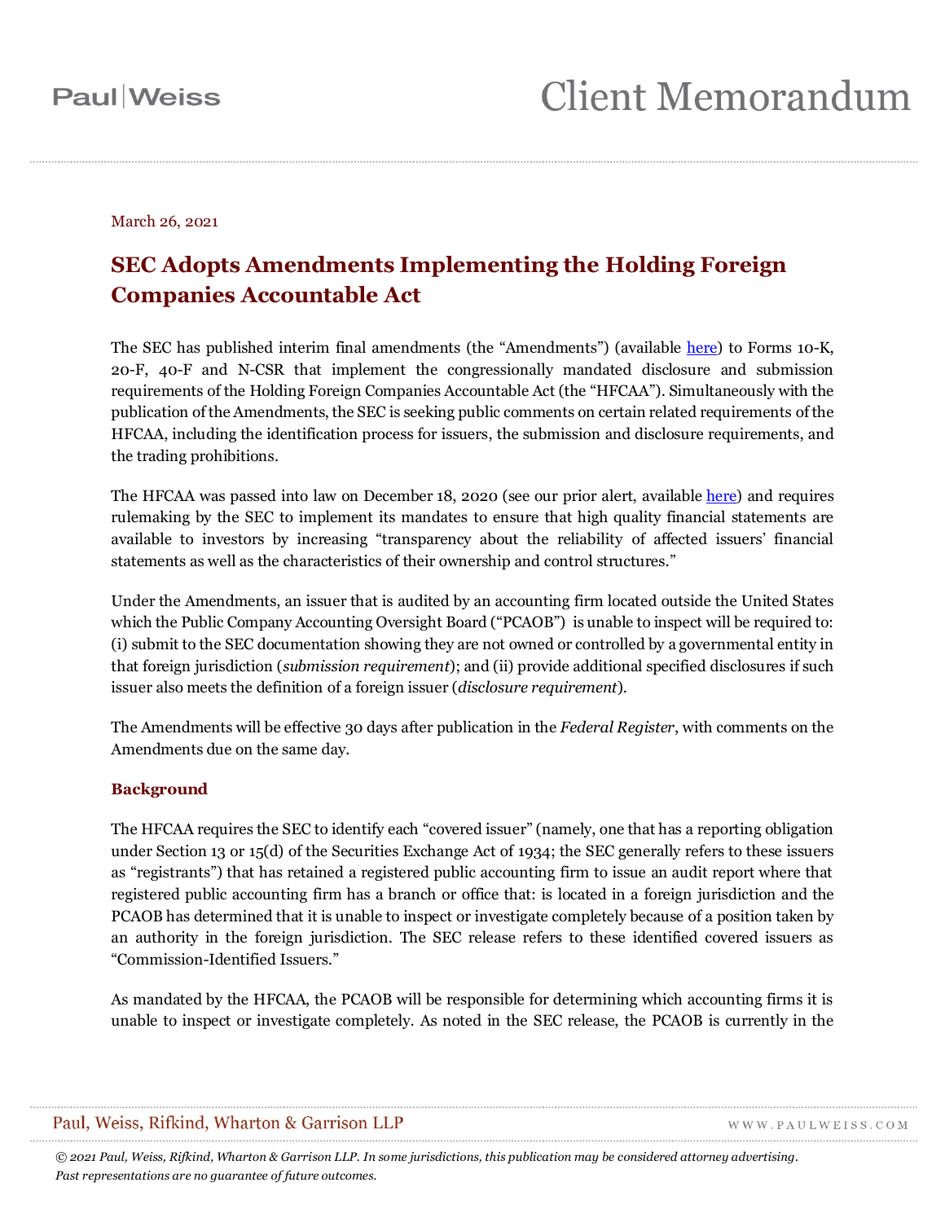March 26, 2021

# SEC Adopts Amendments Implementing the Holding Foreign Companies Accountable Act

The SEC has published interim final amendments (the "Amendments") (available [here]) to Forms 10-K, 20-F, 40-F and N-CSR that implement the congressionally mandated disclosure and submission requirements of the Holding Foreign Companies Accountable Act (the "HFCAA"). Simultaneously with the publication of the Amendments, the SEC is seeking public comments on certain related requirements of the HFCAA, including the identification process for issuers, the submission and disclosure requirements, and the trading prohibitions.

The HFCAA was passed into law on December 18, 2020 (see our prior alert, available [here]) and requires rulemaking by the SEC to implement its mandates to ensure that high quality financial statements are available to investors by increasing "transparency about the reliability of affected issuers' financial statements as well as the characteristics of their ownership and control structures."

Under the Amendments, an issuer that is audited by an accounting firm located outside the United States which the Public Company Accounting Oversight Board ("PCAOB") is unable to inspect will be required to: (i) submit to the SEC documentation showing they are not owned or controlled by a governmental entity in that foreign jurisdiction (*submission requirement*); and (ii) provide additional specified disclosures if such issuer also meets the definition of a foreign issuer (*disclosure requirement*).

The Amendments will be effective 30 days after publication in the *Federal Register*, with comments on the Amendments due on the same day.

## Background

The HFCAA requires the SEC to identify each "covered issuer" (namely, one that has a reporting obligation under Section 13 or 15(d) of the Securities Exchange Act of 1934; the SEC generally refers to these issuers as "registrants") that has retained a registered public accounting firm to issue an audit report where that registered public accounting firm has a branch or office that: is located in a foreign jurisdiction and the PCAOB has determined that it is unable to inspect or investigate completely because of a position taken by an authority in the foreign jurisdiction. The SEC release refers to these identified covered issuers as "Commission-Identified Issuers."

As mandated by the HFCAA, the PCAOB will be responsible for determining which accounting firms it is unable to inspect or investigate completely. As noted in the SEC release, the PCAOB is currently in the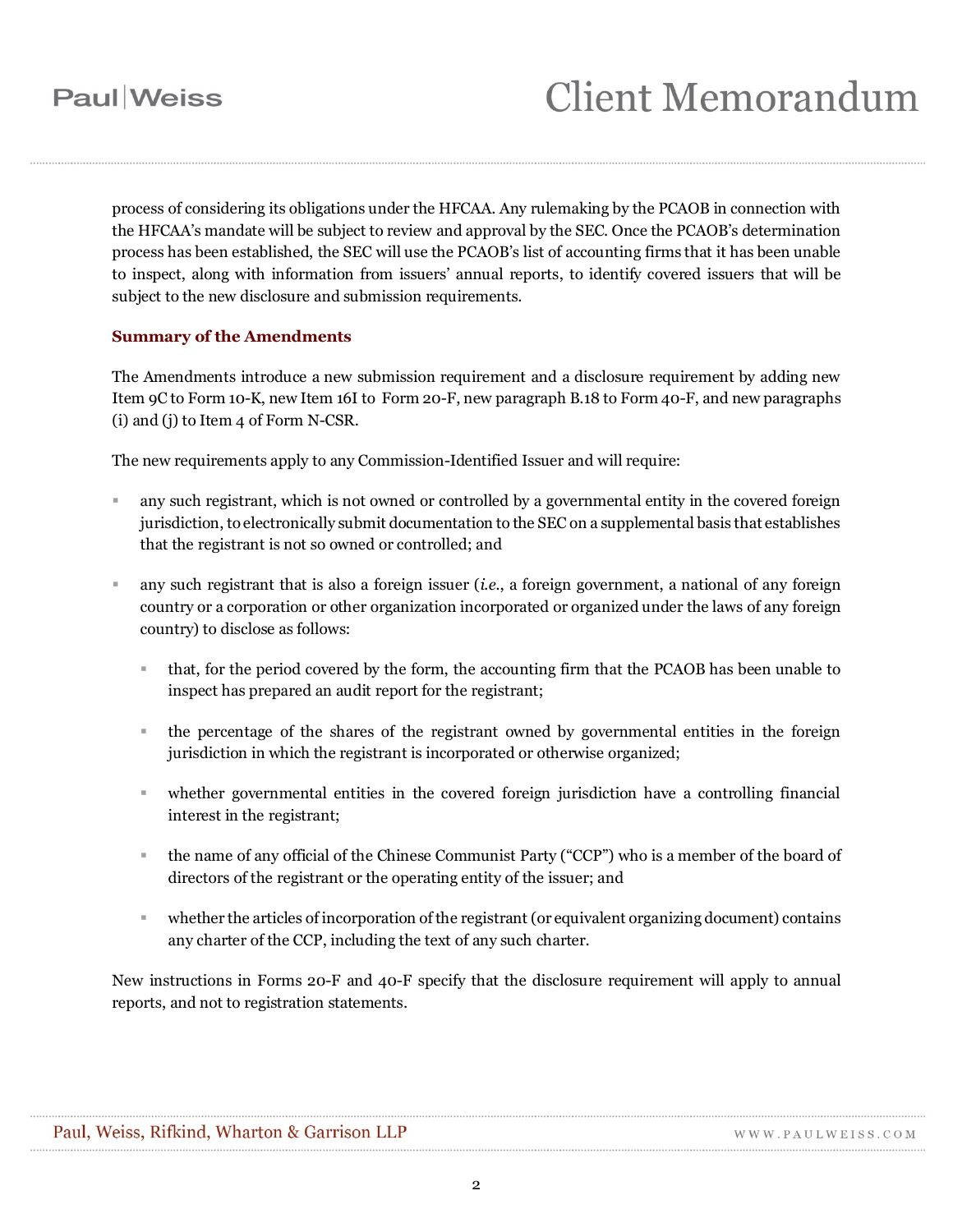process of considering its obligations under the HFCAA. Any rulemaking by the PCAOB in connection with the HFCAA's mandate will be subject to review and approval by the SEC. Once the PCAOB's determination process has been established, the SEC will use the PCAOB's list of accounting firms that it has been unable to inspect, along with information from issuers' annual reports, to identify covered issuers that will be subject to the new disclosure and submission requirements.

## Summary of the Amendments

The Amendments introduce a new submission requirement and a disclosure requirement by adding new Item 9C to Form 10-K, new Item 16I to Form 20-F, new paragraph B.18 to Form 40-F, and new paragraphs (i) and (j) to Item 4 of Form N-CSR.

The new requirements apply to any Commission-Identified Issuer and will require:

- any such registrant, which is not owned or controlled by a governmental entity in the covered foreign jurisdiction, to electronically submit documentation to the SEC on a supplemental basis that establishes that the registrant is not so owned or controlled; and
- any such registrant that is also a foreign issuer (*i.e.*, a foreign government, a national of any foreign country or a corporation or other organization incorporated or organized under the laws of any foreign country) to disclose as follows:
  - that, for the period covered by the form, the accounting firm that the PCAOB has been unable to inspect has prepared an audit report for the registrant;
  - the percentage of the shares of the registrant owned by governmental entities in the foreign jurisdiction in which the registrant is incorporated or otherwise organized;
  - whether governmental entities in the covered foreign jurisdiction have a controlling financial interest in the registrant;
  - the name of any official of the Chinese Communist Party ("CCP") who is a member of the board of directors of the registrant or the operating entity of the issuer; and
  - whether the articles of incorporation of the registrant (or equivalent organizing document) contains any charter of the CCP, including the text of any such charter.

New instructions in Forms 20-F and 40-F specify that the disclosure requirement will apply to annual reports, and not to registration statements.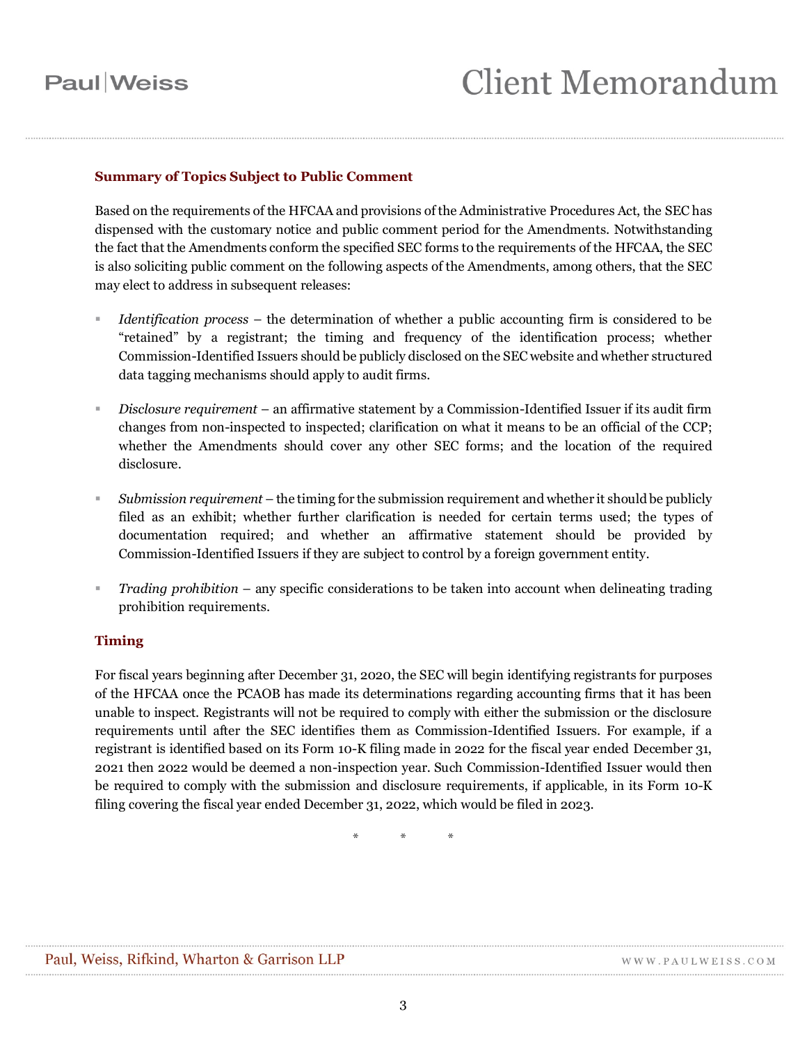## Summary of Topics Subject to Public Comment

Based on the requirements of the HFCAA and provisions of the Administrative Procedures Act, the SEC has dispensed with the customary notice and public comment period for the Amendments. Notwithstanding the fact that the Amendments conform the specified SEC forms to the requirements of the HFCAA, the SEC is also soliciting public comment on the following aspects of the Amendments, among others, that the SEC may elect to address in subsequent releases:

- *Identification process* – the determination of whether a public accounting firm is considered to be "retained" by a registrant; the timing and frequency of the identification process; whether Commission-Identified Issuers should be publicly disclosed on the SEC website and whether structured data tagging mechanisms should apply to audit firms.
- *Disclosure requirement* – an affirmative statement by a Commission-Identified Issuer if its audit firm changes from non-inspected to inspected; clarification on what it means to be an official of the CCP; whether the Amendments should cover any other SEC forms; and the location of the required disclosure.
- *Submission requirement* – the timing for the submission requirement and whether it should be publicly filed as an exhibit; whether further clarification is needed for certain terms used; the types of documentation required; and whether an affirmative statement should be provided by Commission-Identified Issuers if they are subject to control by a foreign government entity.
- *Trading prohibition* – any specific considerations to be taken into account when delineating trading prohibition requirements.

## Timing

For fiscal years beginning after December 31, 2020, the SEC will begin identifying registrants for purposes of the HFCAA once the PCAOB has made its determinations regarding accounting firms that it has been unable to inspect. Registrants will not be required to comply with either the submission or the disclosure requirements until after the SEC identifies them as Commission-Identified Issuers. For example, if a registrant is identified based on its Form 10-K filing made in 2022 for the fiscal year ended December 31, 2021 then 2022 would be deemed a non-inspection year. Such Commission-Identified Issuer would then be required to comply with the submission and disclosure requirements, if applicable, in its Form 10-K filing covering the fiscal year ended December 31, 2022, which would be filed in 2023.

\* \* \*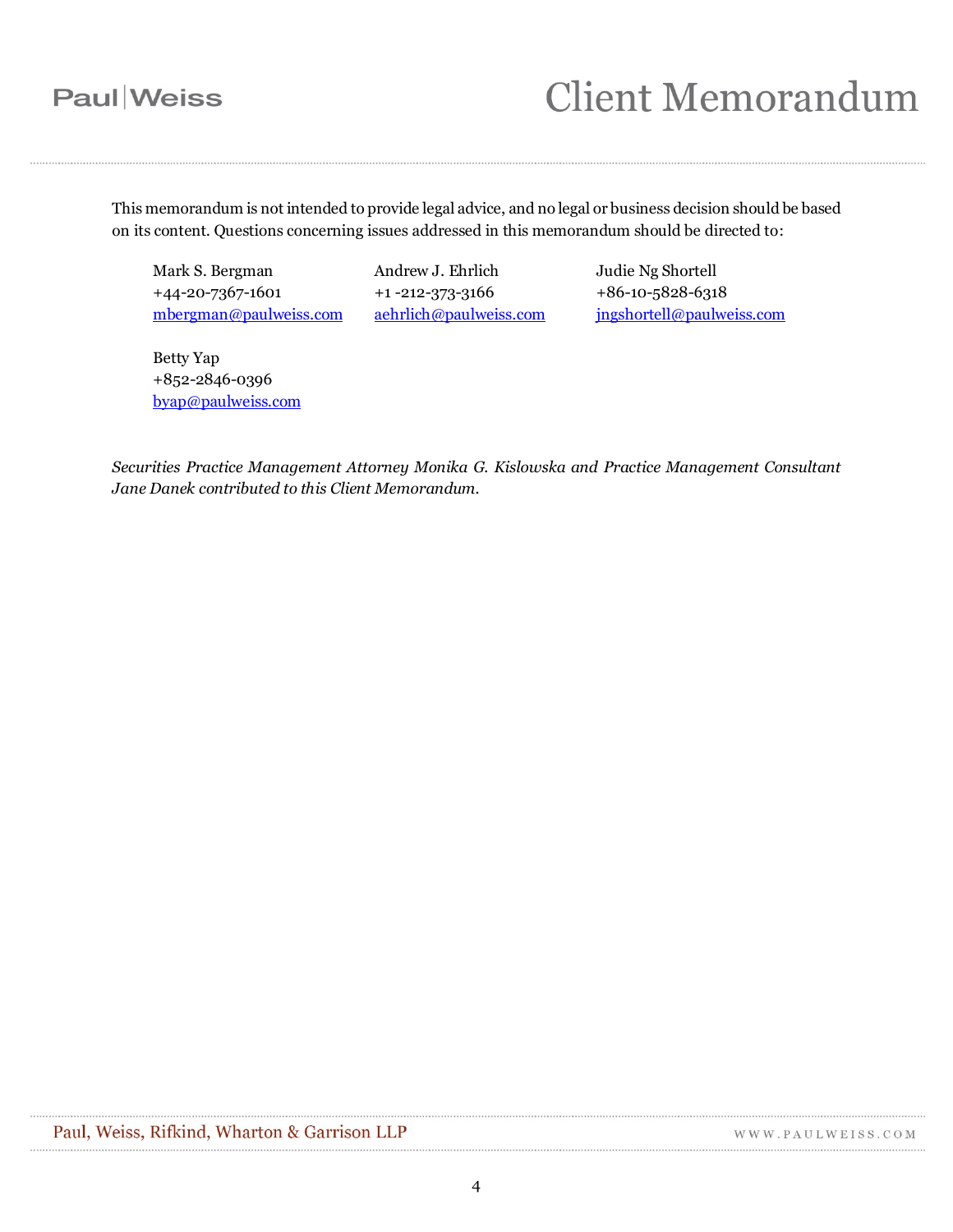This memorandum is not intended to provide legal advice, and no legal or business decision should be based on its content. Questions concerning issues addressed in this memorandum should be directed to:

| | | |
|---|---|---|
| Mark S. Bergman<br>+44-20-7367-1601<br>mbergman@paulweiss.com | Andrew J. Ehrlich<br>+1 -212-373-3166<br>aehrlich@paulweiss.com | Judie Ng Shortell<br>+86-10-5828-6318<br>jngshortell@paulweiss.com |
| Betty Yap<br>+852-2846-0396<br>byap@paulweiss.com | | |

*Securities Practice Management Attorney Monika G. Kislowska and Practice Management Consultant Jane Danek contributed to this Client Memorandum.*